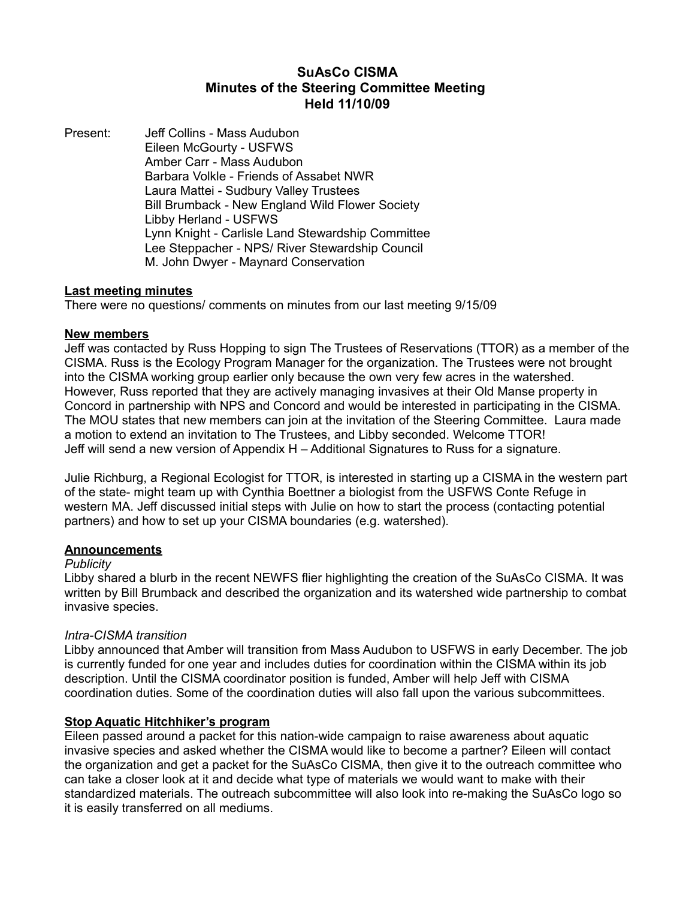# SuAsCo CISMA
## Minutes of the Steering Committee Meeting
## Held 11/10/09

Present: Jeff Collins - Mass Audubon
Eileen McGourty - USFWS
Amber Carr - Mass Audubon
Barbara Volkle - Friends of Assabet NWR
Laura Mattei - Sudbury Valley Trustees
Bill Brumback - New England Wild Flower Society
Libby Herland - USFWS
Lynn Knight - Carlisle Land Stewardship Committee
Lee Steppacher - NPS/ River Stewardship Council
M. John Dwyer - Maynard Conservation

**Last meeting minutes**

There were no questions/ comments on minutes from our last meeting 9/15/09

**New members**

Jeff was contacted by Russ Hopping to sign The Trustees of Reservations (TTOR) as a member of the CISMA. Russ is the Ecology Program Manager for the organization. The Trustees were not brought into the CISMA working group earlier only because the own very few acres in the watershed. However, Russ reported that they are actively managing invasives at their Old Manse property in Concord in partnership with NPS and Concord and would be interested in participating in the CISMA. The MOU states that new members can join at the invitation of the Steering Committee. Laura made a motion to extend an invitation to The Trustees, and Libby seconded. Welcome TTOR!
Jeff will send a new version of Appendix H – Additional Signatures to Russ for a signature.

Julie Richburg, a Regional Ecologist for TTOR, is interested in starting up a CISMA in the western part of the state- might team up with Cynthia Boettner a biologist from the USFWS Conte Refuge in western MA. Jeff discussed initial steps with Julie on how to start the process (contacting potential partners) and how to set up your CISMA boundaries (e.g. watershed).

**Announcements**

*Publicity*

Libby shared a blurb in the recent NEWFS flier highlighting the creation of the SuAsCo CISMA. It was written by Bill Brumback and described the organization and its watershed wide partnership to combat invasive species.

*Intra-CISMA transition*

Libby announced that Amber will transition from Mass Audubon to USFWS in early December. The job is currently funded for one year and includes duties for coordination within the CISMA within its job description. Until the CISMA coordinator position is funded, Amber will help Jeff with CISMA coordination duties. Some of the coordination duties will also fall upon the various subcommittees.

**Stop Aquatic Hitchhiker's program**

Eileen passed around a packet for this nation-wide campaign to raise awareness about aquatic invasive species and asked whether the CISMA would like to become a partner? Eileen will contact the organization and get a packet for the SuAsCo CISMA, then give it to the outreach committee who can take a closer look at it and decide what type of materials we would want to make with their standardized materials. The outreach subcommittee will also look into re-making the SuAsCo logo so it is easily transferred on all mediums.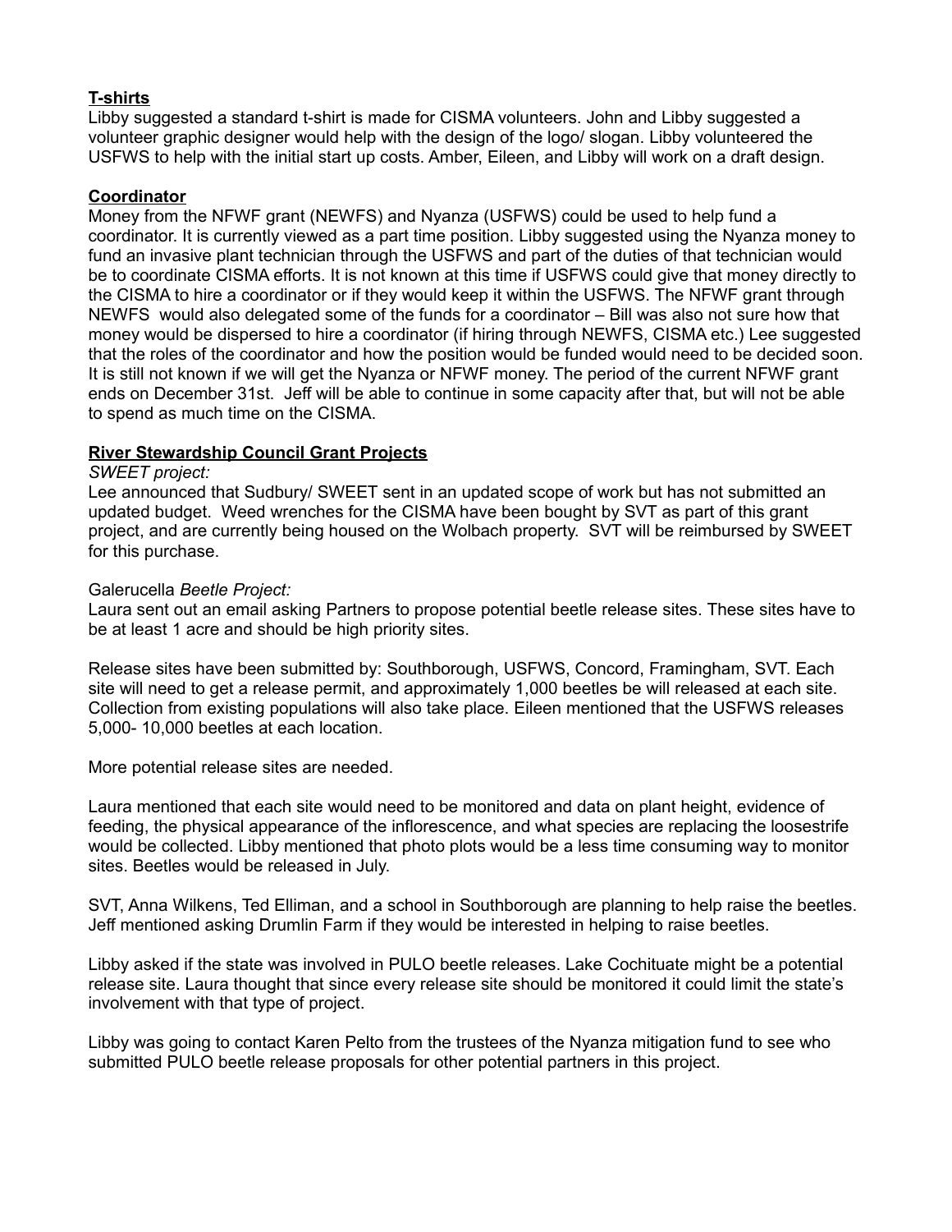**T-shirts**

Libby suggested a standard t-shirt is made for CISMA volunteers. John and Libby suggested a volunteer graphic designer would help with the design of the logo/ slogan. Libby volunteered the USFWS to help with the initial start up costs. Amber, Eileen, and Libby will work on a draft design.

**Coordinator**

Money from the NFWF grant (NEWFS) and Nyanza (USFWS) could be used to help fund a coordinator. It is currently viewed as a part time position. Libby suggested using the Nyanza money to fund an invasive plant technician through the USFWS and part of the duties of that technician would be to coordinate CISMA efforts. It is not known at this time if USFWS could give that money directly to the CISMA to hire a coordinator or if they would keep it within the USFWS. The NFWF grant through NEWFS would also delegated some of the funds for a coordinator – Bill was also not sure how that money would be dispersed to hire a coordinator (if hiring through NEWFS, CISMA etc.) Lee suggested that the roles of the coordinator and how the position would be funded would need to be decided soon. It is still not known if we will get the Nyanza or NFWF money. The period of the current NFWF grant ends on December 31st. Jeff will be able to continue in some capacity after that, but will not be able to spend as much time on the CISMA.

**River Stewardship Council Grant Projects**

*SWEET project:*

Lee announced that Sudbury/ SWEET sent in an updated scope of work but has not submitted an updated budget. Weed wrenches for the CISMA have been bought by SVT as part of this grant project, and are currently being housed on the Wolbach property. SVT will be reimbursed by SWEET for this purchase.

Galerucella *Beetle Project:*

Laura sent out an email asking Partners to propose potential beetle release sites. These sites have to be at least 1 acre and should be high priority sites.

Release sites have been submitted by: Southborough, USFWS, Concord, Framingham, SVT. Each site will need to get a release permit, and approximately 1,000 beetles be will released at each site. Collection from existing populations will also take place. Eileen mentioned that the USFWS releases 5,000- 10,000 beetles at each location.

More potential release sites are needed.

Laura mentioned that each site would need to be monitored and data on plant height, evidence of feeding, the physical appearance of the inflorescence, and what species are replacing the loosestrife would be collected. Libby mentioned that photo plots would be a less time consuming way to monitor sites. Beetles would be released in July.

SVT, Anna Wilkens, Ted Elliman, and a school in Southborough are planning to help raise the beetles. Jeff mentioned asking Drumlin Farm if they would be interested in helping to raise beetles.

Libby asked if the state was involved in PULO beetle releases. Lake Cochituate might be a potential release site. Laura thought that since every release site should be monitored it could limit the state's involvement with that type of project.

Libby was going to contact Karen Pelto from the trustees of the Nyanza mitigation fund to see who submitted PULO beetle release proposals for other potential partners in this project.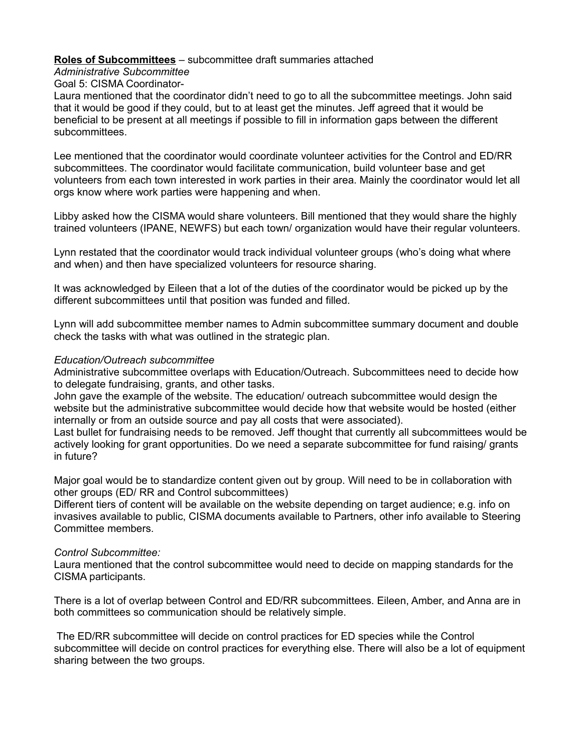**Roles of Subcommittees** – subcommittee draft summaries attached

*Administrative Subcommittee*

Goal 5: CISMA Coordinator-

Laura mentioned that the coordinator didn't need to go to all the subcommittee meetings. John said that it would be good if they could, but to at least get the minutes. Jeff agreed that it would be beneficial to be present at all meetings if possible to fill in information gaps between the different subcommittees.

Lee mentioned that the coordinator would coordinate volunteer activities for the Control and ED/RR subcommittees. The coordinator would facilitate communication, build volunteer base and get volunteers from each town interested in work parties in their area. Mainly the coordinator would let all orgs know where work parties were happening and when.

Libby asked how the CISMA would share volunteers. Bill mentioned that they would share the highly trained volunteers (IPANE, NEWFS) but each town/ organization would have their regular volunteers.

Lynn restated that the coordinator would track individual volunteer groups (who's doing what where and when) and then have specialized volunteers for resource sharing.

It was acknowledged by Eileen that a lot of the duties of the coordinator would be picked up by the different subcommittees until that position was funded and filled.

Lynn will add subcommittee member names to Admin subcommittee summary document and double check the tasks with what was outlined in the strategic plan.

*Education/Outreach subcommittee*

Administrative subcommittee overlaps with Education/Outreach. Subcommittees need to decide how to delegate fundraising, grants, and other tasks.

John gave the example of the website. The education/ outreach subcommittee would design the website but the administrative subcommittee would decide how that website would be hosted (either internally or from an outside source and pay all costs that were associated).

Last bullet for fundraising needs to be removed. Jeff thought that currently all subcommittees would be actively looking for grant opportunities. Do we need a separate subcommittee for fund raising/ grants in future?

Major goal would be to standardize content given out by group. Will need to be in collaboration with other groups (ED/ RR and Control subcommittees)

Different tiers of content will be available on the website depending on target audience; e.g. info on invasives available to public, CISMA documents available to Partners, other info available to Steering Committee members.

*Control Subcommittee:*

Laura mentioned that the control subcommittee would need to decide on mapping standards for the CISMA participants.

There is a lot of overlap between Control and ED/RR subcommittees. Eileen, Amber, and Anna are in both committees so communication should be relatively simple.

The ED/RR subcommittee will decide on control practices for ED species while the Control subcommittee will decide on control practices for everything else. There will also be a lot of equipment sharing between the two groups.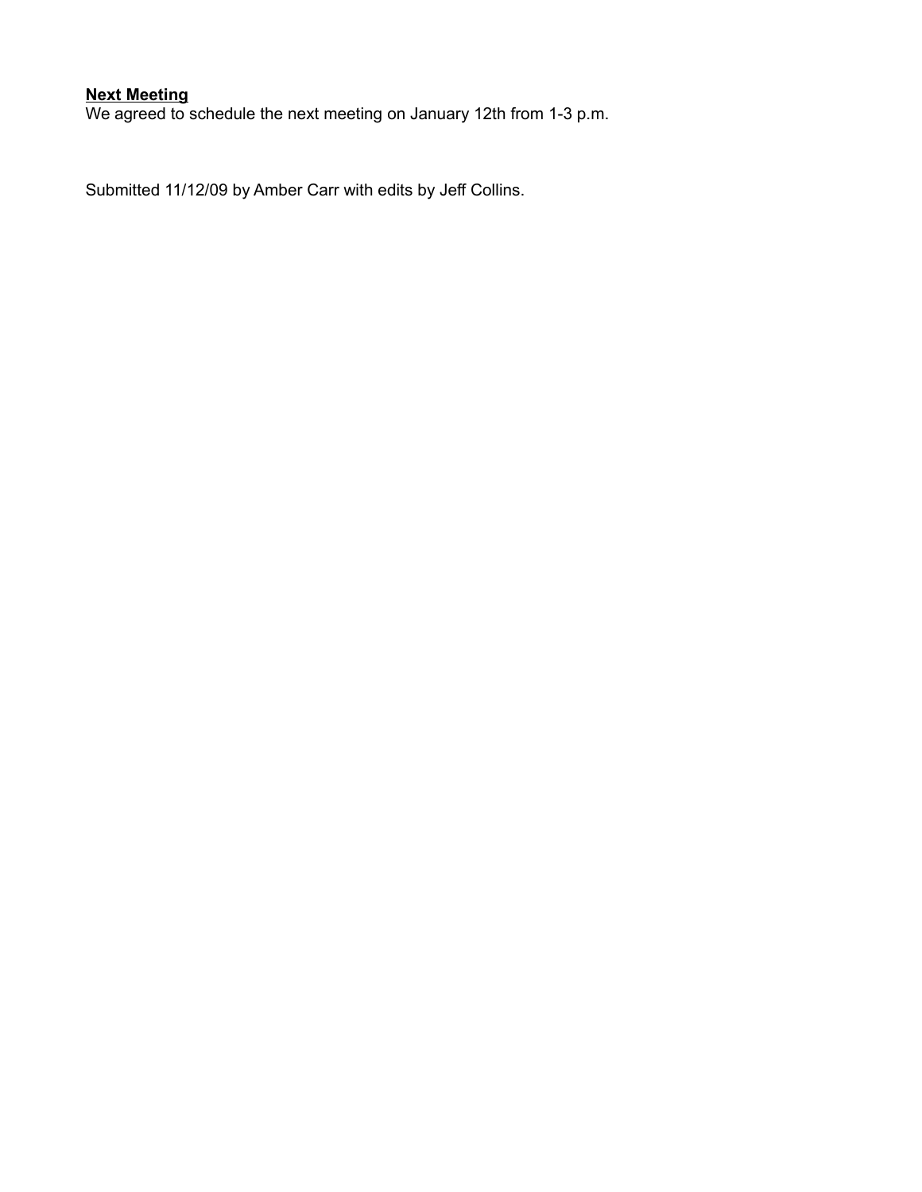**Next Meeting**

We agreed to schedule the next meeting on January 12th from 1-3 p.m.

Submitted 11/12/09 by Amber Carr with edits by Jeff Collins.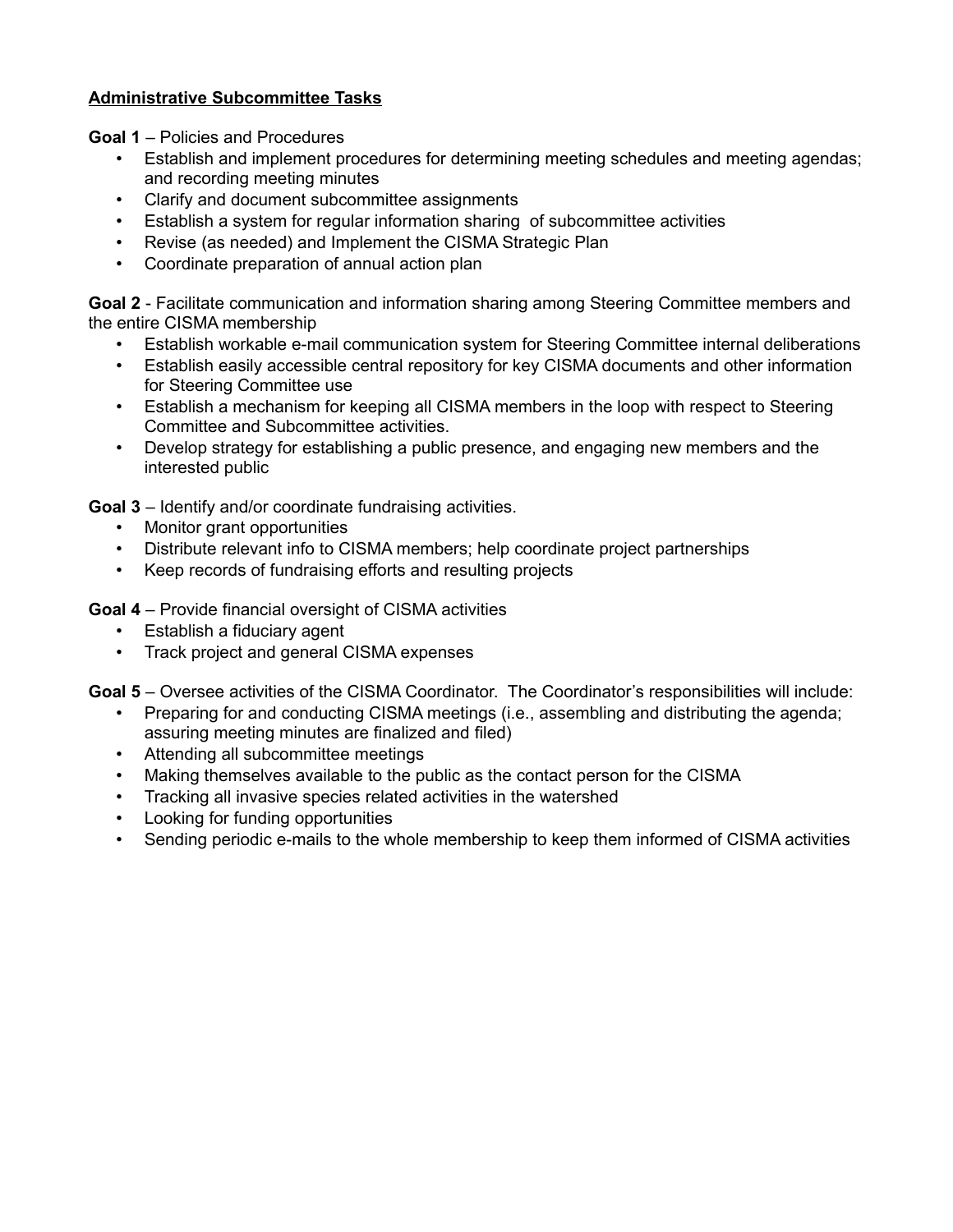**Administrative Subcommittee Tasks**

**Goal 1** – Policies and Procedures

- Establish and implement procedures for determining meeting schedules and meeting agendas; and recording meeting minutes
- Clarify and document subcommittee assignments
- Establish a system for regular information sharing of subcommittee activities
- Revise (as needed) and Implement the CISMA Strategic Plan
- Coordinate preparation of annual action plan

**Goal 2** - Facilitate communication and information sharing among Steering Committee members and the entire CISMA membership

- Establish workable e-mail communication system for Steering Committee internal deliberations
- Establish easily accessible central repository for key CISMA documents and other information for Steering Committee use
- Establish a mechanism for keeping all CISMA members in the loop with respect to Steering Committee and Subcommittee activities.
- Develop strategy for establishing a public presence, and engaging new members and the interested public

**Goal 3** – Identify and/or coordinate fundraising activities.

- Monitor grant opportunities
- Distribute relevant info to CISMA members; help coordinate project partnerships
- Keep records of fundraising efforts and resulting projects

**Goal 4** – Provide financial oversight of CISMA activities

- Establish a fiduciary agent
- Track project and general CISMA expenses

**Goal 5** – Oversee activities of the CISMA Coordinator. The Coordinator's responsibilities will include:

- Preparing for and conducting CISMA meetings (i.e., assembling and distributing the agenda; assuring meeting minutes are finalized and filed)
- Attending all subcommittee meetings
- Making themselves available to the public as the contact person for the CISMA
- Tracking all invasive species related activities in the watershed
- Looking for funding opportunities
- Sending periodic e-mails to the whole membership to keep them informed of CISMA activities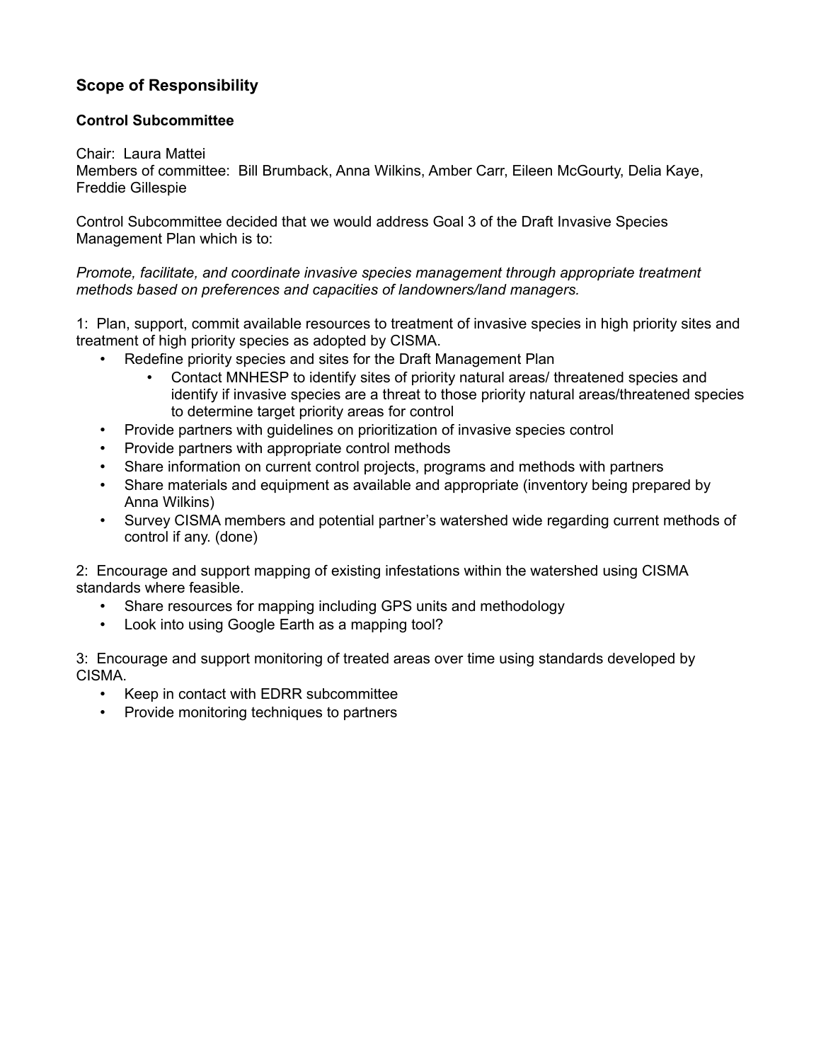## Scope of Responsibility

### Control Subcommittee

Chair: Laura Mattei
Members of committee: Bill Brumback, Anna Wilkins, Amber Carr, Eileen McGourty, Delia Kaye, Freddie Gillespie

Control Subcommittee decided that we would address Goal 3 of the Draft Invasive Species Management Plan which is to:

*Promote, facilitate, and coordinate invasive species management through appropriate treatment methods based on preferences and capacities of landowners/land managers.*

1: Plan, support, commit available resources to treatment of invasive species in high priority sites and treatment of high priority species as adopted by CISMA.

- Redefine priority species and sites for the Draft Management Plan
    - Contact MNHESP to identify sites of priority natural areas/ threatened species and identify if invasive species are a threat to those priority natural areas/threatened species to determine target priority areas for control
- Provide partners with guidelines on prioritization of invasive species control
- Provide partners with appropriate control methods
- Share information on current control projects, programs and methods with partners
- Share materials and equipment as available and appropriate (inventory being prepared by Anna Wilkins)
- Survey CISMA members and potential partner's watershed wide regarding current methods of control if any. (done)

2: Encourage and support mapping of existing infestations within the watershed using CISMA standards where feasible.

- Share resources for mapping including GPS units and methodology
- Look into using Google Earth as a mapping tool?

3: Encourage and support monitoring of treated areas over time using standards developed by CISMA.

- Keep in contact with EDRR subcommittee
- Provide monitoring techniques to partners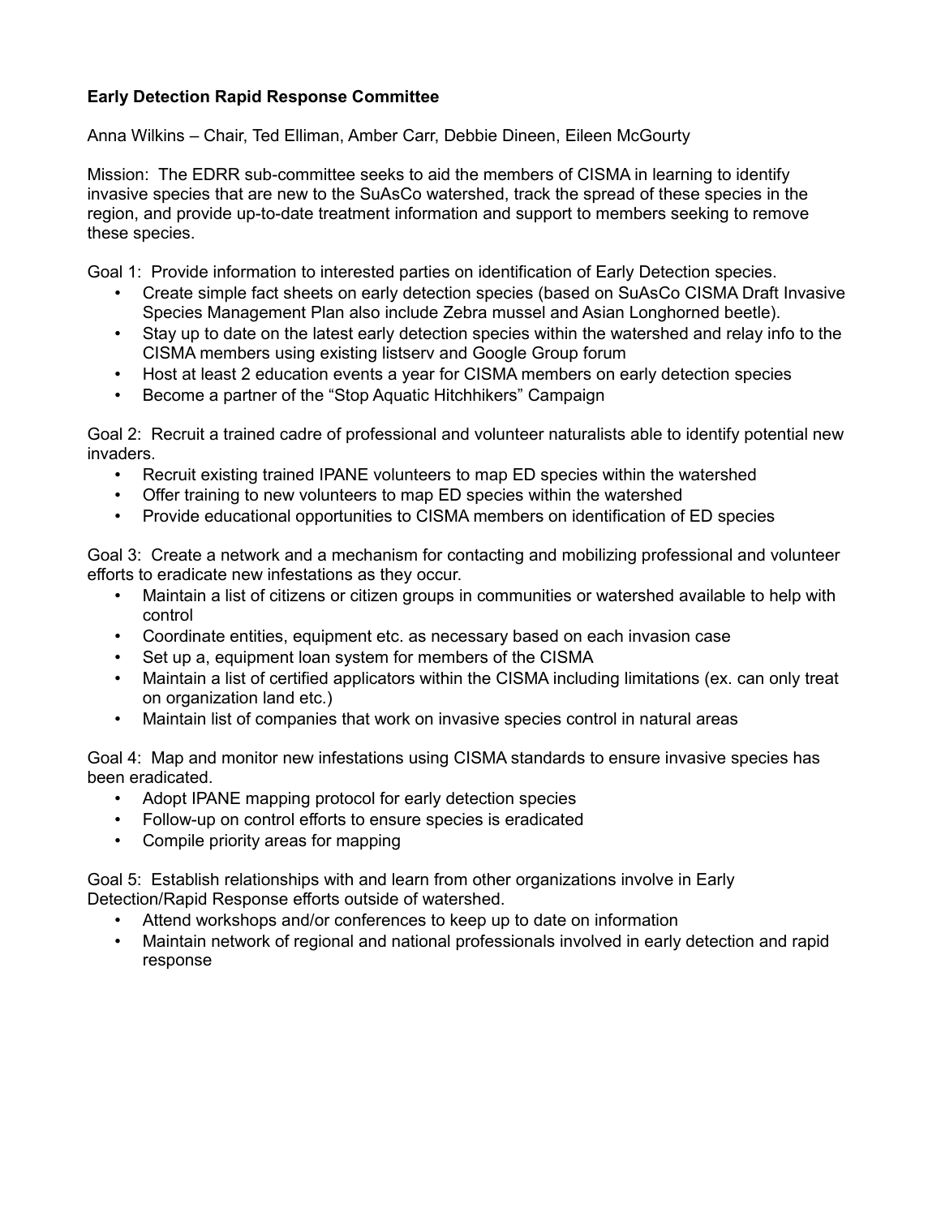**Early Detection Rapid Response Committee**

Anna Wilkins – Chair, Ted Elliman, Amber Carr, Debbie Dineen, Eileen McGourty

Mission: The EDRR sub-committee seeks to aid the members of CISMA in learning to identify invasive species that are new to the SuAsCo watershed, track the spread of these species in the region, and provide up-to-date treatment information and support to members seeking to remove these species.

Goal 1: Provide information to interested parties on identification of Early Detection species.

- Create simple fact sheets on early detection species (based on SuAsCo CISMA Draft Invasive Species Management Plan also include Zebra mussel and Asian Longhorned beetle).
- Stay up to date on the latest early detection species within the watershed and relay info to the CISMA members using existing listserv and Google Group forum
- Host at least 2 education events a year for CISMA members on early detection species
- Become a partner of the "Stop Aquatic Hitchhikers" Campaign

Goal 2: Recruit a trained cadre of professional and volunteer naturalists able to identify potential new invaders.

- Recruit existing trained IPANE volunteers to map ED species within the watershed
- Offer training to new volunteers to map ED species within the watershed
- Provide educational opportunities to CISMA members on identification of ED species

Goal 3: Create a network and a mechanism for contacting and mobilizing professional and volunteer efforts to eradicate new infestations as they occur.

- Maintain a list of citizens or citizen groups in communities or watershed available to help with control
- Coordinate entities, equipment etc. as necessary based on each invasion case
- Set up a, equipment loan system for members of the CISMA
- Maintain a list of certified applicators within the CISMA including limitations (ex. can only treat on organization land etc.)
- Maintain list of companies that work on invasive species control in natural areas

Goal 4: Map and monitor new infestations using CISMA standards to ensure invasive species has been eradicated.

- Adopt IPANE mapping protocol for early detection species
- Follow-up on control efforts to ensure species is eradicated
- Compile priority areas for mapping

Goal 5: Establish relationships with and learn from other organizations involve in Early Detection/Rapid Response efforts outside of watershed.

- Attend workshops and/or conferences to keep up to date on information
- Maintain network of regional and national professionals involved in early detection and rapid response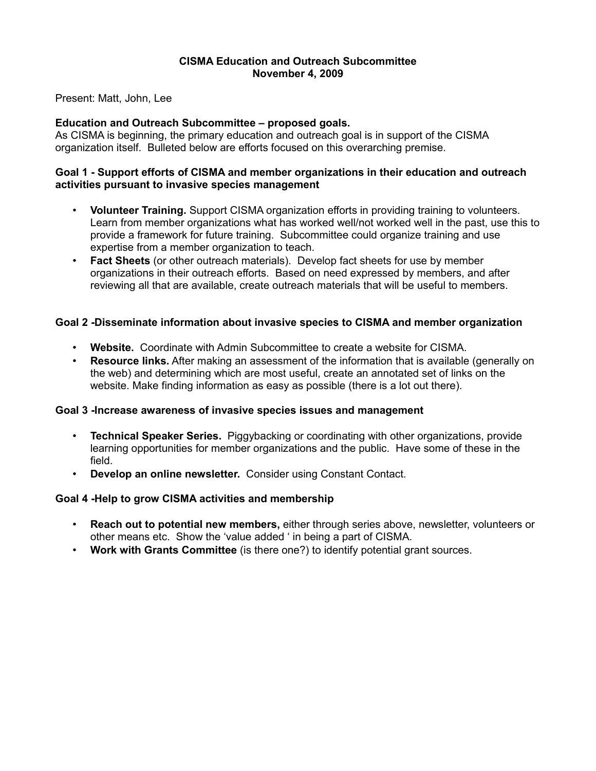**CISMA Education and Outreach Subcommittee**
**November 4, 2009**

Present: Matt, John, Lee

**Education and Outreach Subcommittee – proposed goals.**
As CISMA is beginning, the primary education and outreach goal is in support of the CISMA organization itself. Bulleted below are efforts focused on this overarching premise.

**Goal 1 - Support efforts of CISMA and member organizations in their education and outreach activities pursuant to invasive species management**

- **Volunteer Training.** Support CISMA organization efforts in providing training to volunteers. Learn from member organizations what has worked well/not worked well in the past, use this to provide a framework for future training. Subcommittee could organize training and use expertise from a member organization to teach.
- **Fact Sheets** (or other outreach materials). Develop fact sheets for use by member organizations in their outreach efforts. Based on need expressed by members, and after reviewing all that are available, create outreach materials that will be useful to members.

**Goal 2 -Disseminate information about invasive species to CISMA and member organization**

- **Website.** Coordinate with Admin Subcommittee to create a website for CISMA.
- **Resource links.** After making an assessment of the information that is available (generally on the web) and determining which are most useful, create an annotated set of links on the website. Make finding information as easy as possible (there is a lot out there).

**Goal 3 -Increase awareness of invasive species issues and management**

- **Technical Speaker Series.** Piggybacking or coordinating with other organizations, provide learning opportunities for member organizations and the public. Have some of these in the field.
- **Develop an online newsletter.** Consider using Constant Contact.

**Goal 4 -Help to grow CISMA activities and membership**

- **Reach out to potential new members,** either through series above, newsletter, volunteers or other means etc. Show the 'value added ' in being a part of CISMA.
- **Work with Grants Committee** (is there one?) to identify potential grant sources.